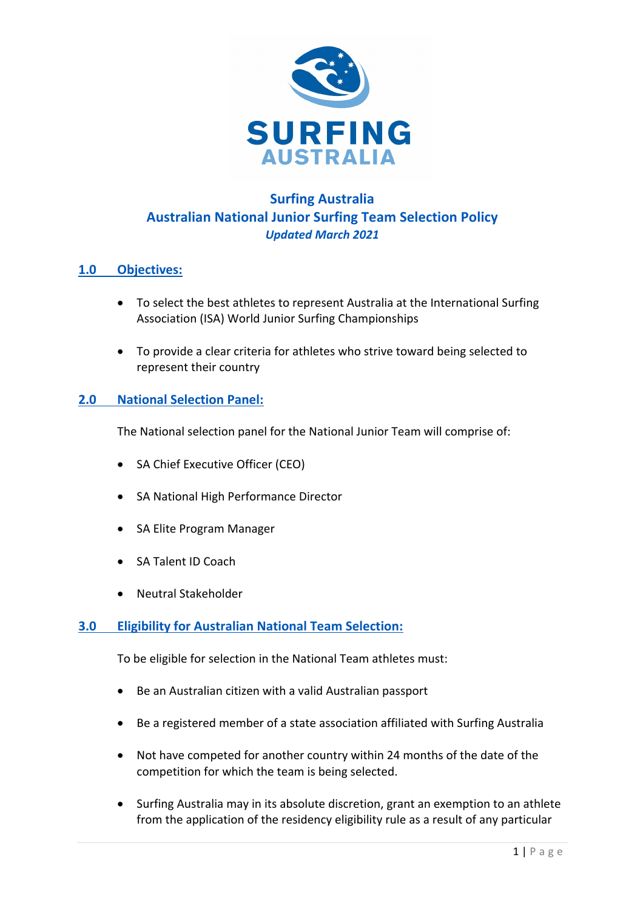# Surfing Australia
# Australian National Junior Surfing Team Selection Policy
*Updated March 2021*

## 1.0 Objectives:

- To select the best athletes to represent Australia at the International Surfing Association (ISA) World Junior Surfing Championships
- To provide a clear criteria for athletes who strive toward being selected to represent their country

## 2.0 National Selection Panel:

The National selection panel for the National Junior Team will comprise of:

- SA Chief Executive Officer (CEO)
- SA National High Performance Director
- SA Elite Program Manager
- SA Talent ID Coach
- Neutral Stakeholder

## 3.0 Eligibility for Australian National Team Selection:

To be eligible for selection in the National Team athletes must:

- Be an Australian citizen with a valid Australian passport
- Be a registered member of a state association affiliated with Surfing Australia
- Not have competed for another country within 24 months of the date of the competition for which the team is being selected.
- Surfing Australia may in its absolute discretion, grant an exemption to an athlete from the application of the residency eligibility rule as a result of any particular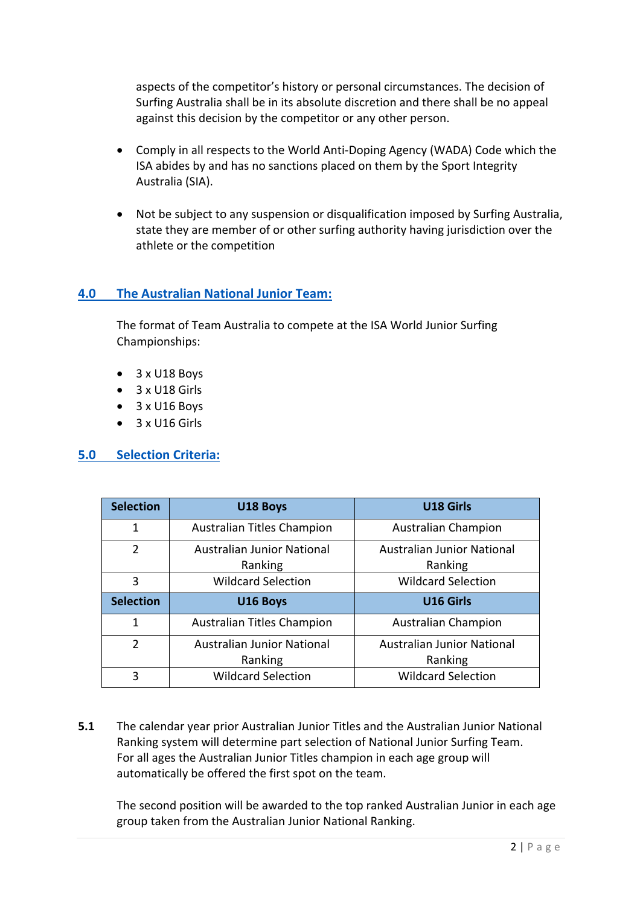aspects of the competitor's history or personal circumstances. The decision of Surfing Australia shall be in its absolute discretion and there shall be no appeal against this decision by the competitor or any other person.

- Comply in all respects to the World Anti-Doping Agency (WADA) Code which the ISA abides by and has no sanctions placed on them by the Sport Integrity Australia (SIA).

- Not be subject to any suspension or disqualification imposed by Surfing Australia, state they are member of or other surfing authority having jurisdiction over the athlete or the competition

## 4.0 The Australian National Junior Team:

The format of Team Australia to compete at the ISA World Junior Surfing Championships:

- 3 x U18 Boys
- 3 x U18 Girls
- 3 x U16 Boys
- 3 x U16 Girls

## 5.0 Selection Criteria:

| Selection | U18 Boys | U18 Girls |
|---|---|---|
| 1 | Australian Titles Champion | Australian Champion |
| 2 | Australian Junior National Ranking | Australian Junior National Ranking |
| 3 | Wildcard Selection | Wildcard Selection |
| **Selection** | **U16 Boys** | **U16 Girls** |
| 1 | Australian Titles Champion | Australian Champion |
| 2 | Australian Junior National Ranking | Australian Junior National Ranking |
| 3 | Wildcard Selection | Wildcard Selection |

**5.1** The calendar year prior Australian Junior Titles and the Australian Junior National Ranking system will determine part selection of National Junior Surfing Team. For all ages the Australian Junior Titles champion in each age group will automatically be offered the first spot on the team.

The second position will be awarded to the top ranked Australian Junior in each age group taken from the Australian Junior National Ranking.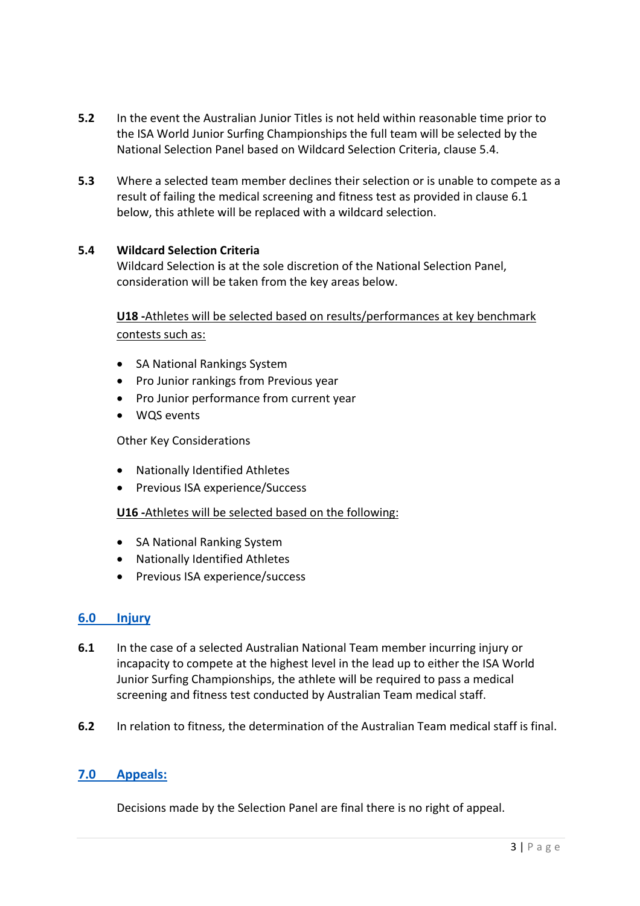**5.2** In the event the Australian Junior Titles is not held within reasonable time prior to the ISA World Junior Surfing Championships the full team will be selected by the National Selection Panel based on Wildcard Selection Criteria, clause 5.4.

**5.3** Where a selected team member declines their selection or is unable to compete as a result of failing the medical screening and fitness test as provided in clause 6.1 below, this athlete will be replaced with a wildcard selection.

**5.4 Wildcard Selection Criteria**
Wildcard Selection **is** at the sole discretion of the National Selection Panel, consideration will be taken from the key areas below.

<u>**U18** -Athletes will be selected based on results/performances at key benchmark contests such as:</u>

- SA National Rankings System
- Pro Junior rankings from Previous year
- Pro Junior performance from current year
- WQS events

Other Key Considerations

- Nationally Identified Athletes
- Previous ISA experience/Success

<u>**U16** -Athletes will be selected based on the following:</u>

- SA National Ranking System
- Nationally Identified Athletes
- Previous ISA experience/success

## 6.0 Injury

**6.1** In the case of a selected Australian National Team member incurring injury or incapacity to compete at the highest level in the lead up to either the ISA World Junior Surfing Championships, the athlete will be required to pass a medical screening and fitness test conducted by Australian Team medical staff.

**6.2** In relation to fitness, the determination of the Australian Team medical staff is final.

## 7.0 Appeals:

Decisions made by the Selection Panel are final there is no right of appeal.